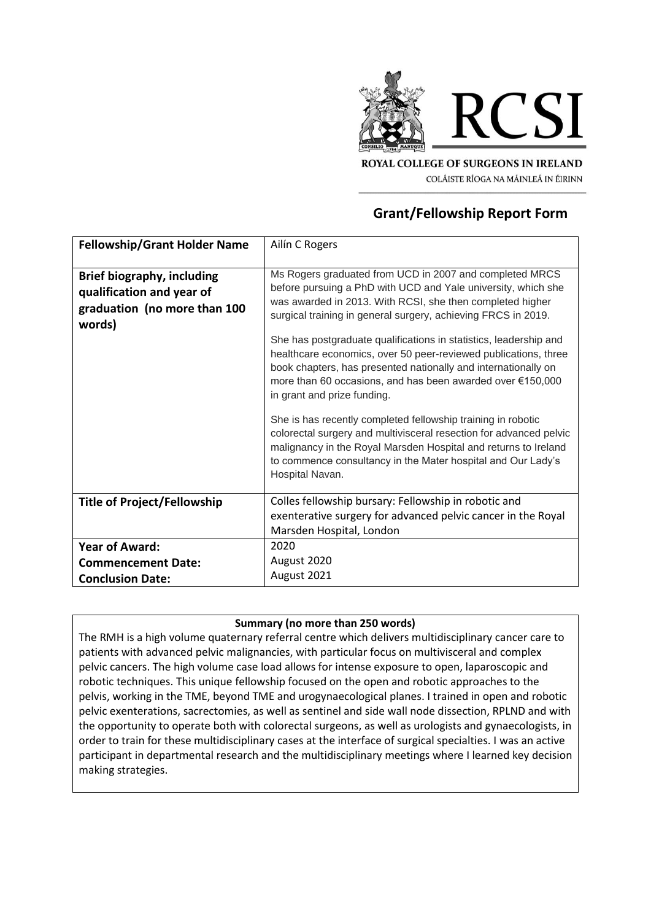ROYAL COLLEGE OF SURGEONS IN IRELAND

COLÁISTE RÍOGA NA MÁINLEÁ IN ÉIRINN

## Grant/Fellowship Report Form

| **Fellowship/Grant Holder Name** | Ailín C Rogers |
|---|---|
| **Brief biography, including qualification and year of graduation (no more than 100 words)** | Ms Rogers graduated from UCD in 2007 and completed MRCS before pursuing a PhD with UCD and Yale university, which she was awarded in 2013. With RCSI, she then completed higher surgical training in general surgery, achieving FRCS in 2019.<br><br>She has postgraduate qualifications in statistics, leadership and healthcare economics, over 50 peer-reviewed publications, three book chapters, has presented nationally and internationally on more than 60 occasions, and has been awarded over €150,000 in grant and prize funding.<br><br>She is has recently completed fellowship training in robotic colorectal surgery and multivisceral resection for advanced pelvic malignancy in the Royal Marsden Hospital and returns to Ireland to commence consultancy in the Mater hospital and Our Lady's Hospital Navan. |
| **Title of Project/Fellowship** | Colles fellowship bursary: Fellowship in robotic and exenterative surgery for advanced pelvic cancer in the Royal Marsden Hospital, London |
| **Year of Award:**<br>**Commencement Date:**<br>**Conclusion Date:** | 2020<br>August 2020<br>August 2021 |

**Summary (no more than 250 words)**

The RMH is a high volume quaternary referral centre which delivers multidisciplinary cancer care to patients with advanced pelvic malignancies, with particular focus on multivisceral and complex pelvic cancers. The high volume case load allows for intense exposure to open, laparoscopic and robotic techniques. This unique fellowship focused on the open and robotic approaches to the pelvis, working in the TME, beyond TME and urogynaecological planes. I trained in open and robotic pelvic exenterations, sacrectomies, as well as sentinel and side wall node dissection, RPLND and with the opportunity to operate both with colorectal surgeons, as well as urologists and gynaecologists, in order to train for these multidisciplinary cases at the interface of surgical specialties. I was an active participant in departmental research and the multidisciplinary meetings where I learned key decision making strategies.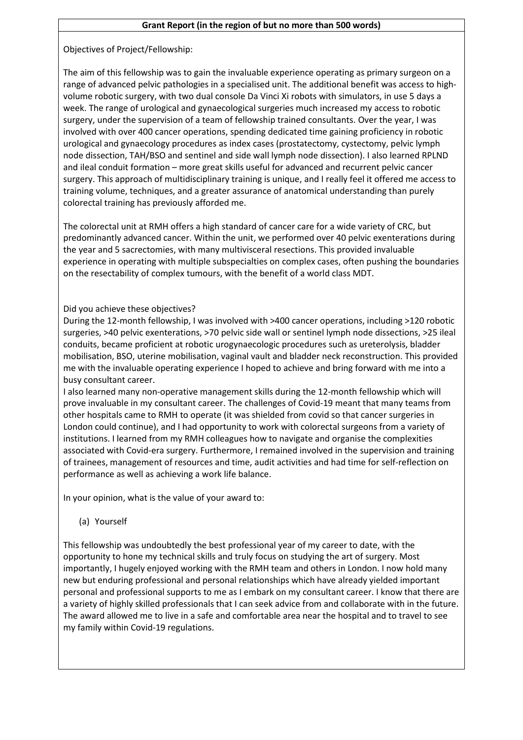**Grant Report (in the region of but no more than 500 words)**

Objectives of Project/Fellowship:

The aim of this fellowship was to gain the invaluable experience operating as primary surgeon on a range of advanced pelvic pathologies in a specialised unit. The additional benefit was access to high-volume robotic surgery, with two dual console Da Vinci Xi robots with simulators, in use 5 days a week. The range of urological and gynaecological surgeries much increased my access to robotic surgery, under the supervision of a team of fellowship trained consultants. Over the year, I was involved with over 400 cancer operations, spending dedicated time gaining proficiency in robotic urological and gynaecology procedures as index cases (prostatectomy, cystectomy, pelvic lymph node dissection, TAH/BSO and sentinel and side wall lymph node dissection). I also learned RPLND and ileal conduit formation – more great skills useful for advanced and recurrent pelvic cancer surgery. This approach of multidisciplinary training is unique, and I really feel it offered me access to training volume, techniques, and a greater assurance of anatomical understanding than purely colorectal training has previously afforded me.

The colorectal unit at RMH offers a high standard of cancer care for a wide variety of CRC, but predominantly advanced cancer. Within the unit, we performed over 40 pelvic exenterations during the year and 5 sacrectomies, with many multivisceral resections. This provided invaluable experience in operating with multiple subspecialties on complex cases, often pushing the boundaries on the resectability of complex tumours, with the benefit of a world class MDT.

Did you achieve these objectives?

During the 12-month fellowship, I was involved with >400 cancer operations, including >120 robotic surgeries, >40 pelvic exenterations, >70 pelvic side wall or sentinel lymph node dissections, >25 ileal conduits, became proficient at robotic urogynaecologic procedures such as ureterolysis, bladder mobilisation, BSO, uterine mobilisation, vaginal vault and bladder neck reconstruction. This provided me with the invaluable operating experience I hoped to achieve and bring forward with me into a busy consultant career.

I also learned many non-operative management skills during the 12-month fellowship which will prove invaluable in my consultant career. The challenges of Covid-19 meant that many teams from other hospitals came to RMH to operate (it was shielded from covid so that cancer surgeries in London could continue), and I had opportunity to work with colorectal surgeons from a variety of institutions. I learned from my RMH colleagues how to navigate and organise the complexities associated with Covid-era surgery. Furthermore, I remained involved in the supervision and training of trainees, management of resources and time, audit activities and had time for self-reflection on performance as well as achieving a work life balance.

In your opinion, what is the value of your award to:

(a) Yourself

This fellowship was undoubtedly the best professional year of my career to date, with the opportunity to hone my technical skills and truly focus on studying the art of surgery. Most importantly, I hugely enjoyed working with the RMH team and others in London. I now hold many new but enduring professional and personal relationships which have already yielded important personal and professional supports to me as I embark on my consultant career. I know that there are a variety of highly skilled professionals that I can seek advice from and collaborate with in the future. The award allowed me to live in a safe and comfortable area near the hospital and to travel to see my family within Covid-19 regulations.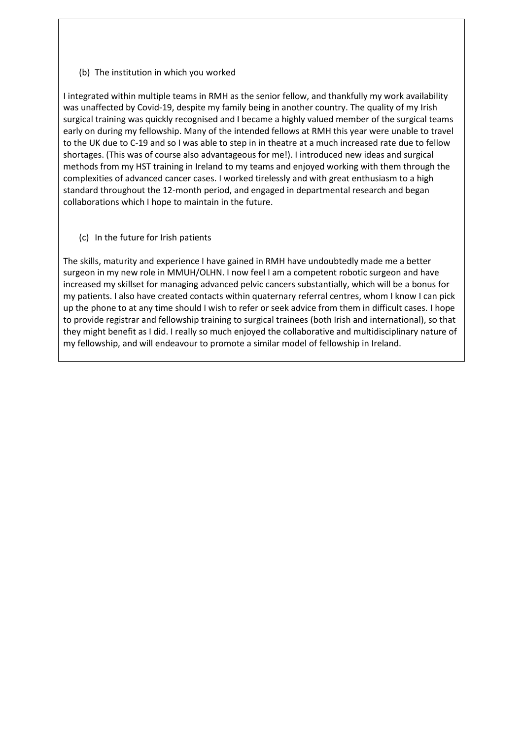(b) The institution in which you worked

I integrated within multiple teams in RMH as the senior fellow, and thankfully my work availability was unaffected by Covid-19, despite my family being in another country. The quality of my Irish surgical training was quickly recognised and I became a highly valued member of the surgical teams early on during my fellowship. Many of the intended fellows at RMH this year were unable to travel to the UK due to C-19 and so I was able to step in in theatre at a much increased rate due to fellow shortages. (This was of course also advantageous for me!). I introduced new ideas and surgical methods from my HST training in Ireland to my teams and enjoyed working with them through the complexities of advanced cancer cases. I worked tirelessly and with great enthusiasm to a high standard throughout the 12-month period, and engaged in departmental research and began collaborations which I hope to maintain in the future.

(c) In the future for Irish patients

The skills, maturity and experience I have gained in RMH have undoubtedly made me a better surgeon in my new role in MMUH/OLHN. I now feel I am a competent robotic surgeon and have increased my skillset for managing advanced pelvic cancers substantially, which will be a bonus for my patients. I also have created contacts within quaternary referral centres, whom I know I can pick up the phone to at any time should I wish to refer or seek advice from them in difficult cases. I hope to provide registrar and fellowship training to surgical trainees (both Irish and international), so that they might benefit as I did. I really so much enjoyed the collaborative and multidisciplinary nature of my fellowship, and will endeavour to promote a similar model of fellowship in Ireland.